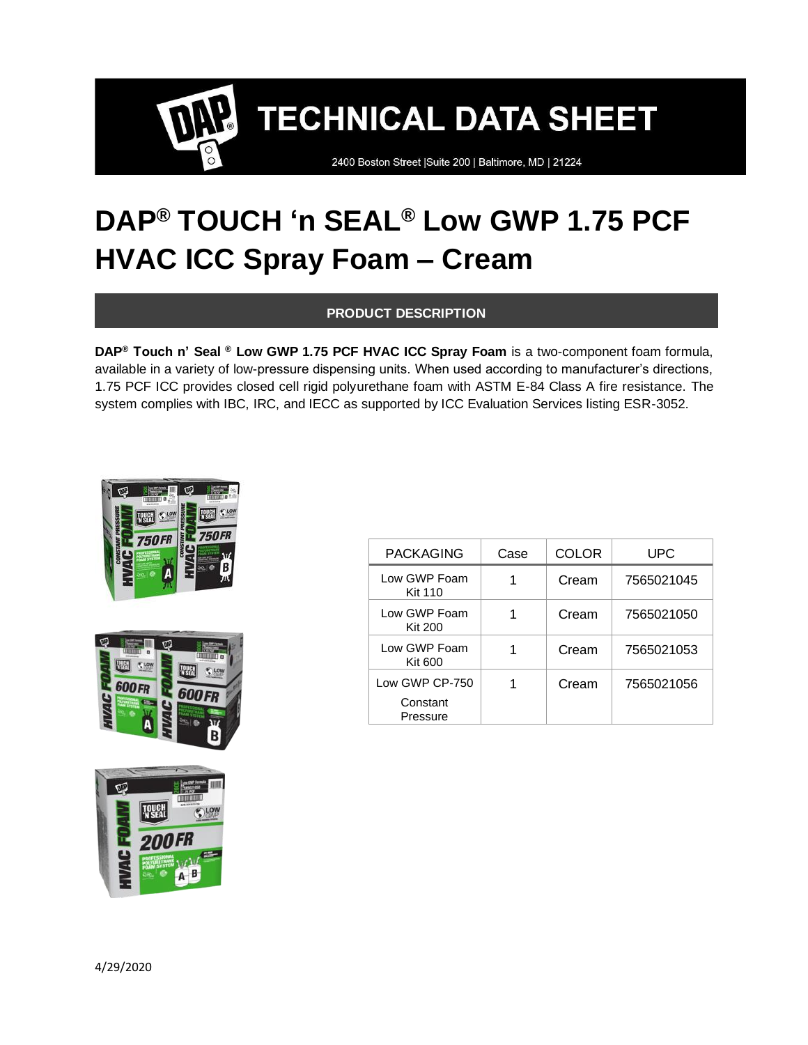# TECHNICAL DATA SHEET

2400 Boston Street |Suite 200 | Baltimore, MD | 21224

# DAP® TOUCH 'n SEAL® Low GWP 1.75 PCF HVAC ICC Spray Foam – Cream

## PRODUCT DESCRIPTION

**DAP® Touch n' Seal ® Low GWP 1.75 PCF HVAC ICC Spray Foam** is a two-component foam formula, available in a variety of low-pressure dispensing units. When used according to manufacturer's directions, 1.75 PCF ICC provides closed cell rigid polyurethane foam with ASTM E-84 Class A fire resistance. The system complies with IBC, IRC, and IECC as supported by ICC Evaluation Services listing ESR-3052.

| PACKAGING | Case | COLOR | UPC |
|---|---|---|---|
| Low GWP Foam Kit 110 | 1 | Cream | 7565021045 |
| Low GWP Foam Kit 200 | 1 | Cream | 7565021050 |
| Low GWP Foam Kit 600 | 1 | Cream | 7565021053 |
| Low GWP CP-750 Constant Pressure | 1 | Cream | 7565021056 |

4/29/2020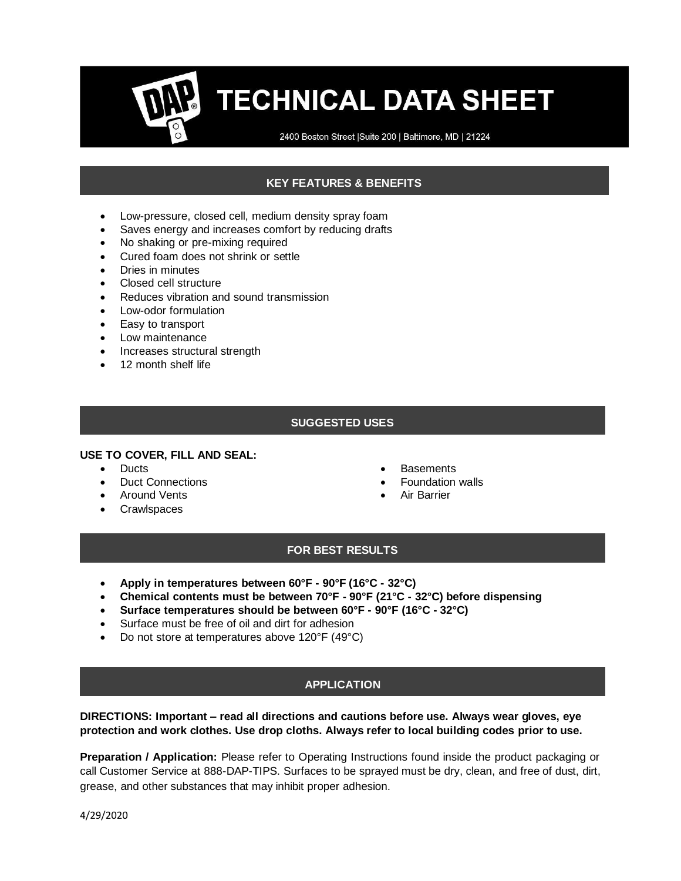# TECHNICAL DATA SHEET

2400 Boston Street |Suite 200 | Baltimore, MD | 21224

## KEY FEATURES & BENEFITS

- Low-pressure, closed cell, medium density spray foam
- Saves energy and increases comfort by reducing drafts
- No shaking or pre-mixing required
- Cured foam does not shrink or settle
- Dries in minutes
- Closed cell structure
- Reduces vibration and sound transmission
- Low-odor formulation
- Easy to transport
- Low maintenance
- Increases structural strength
- 12 month shelf life

## SUGGESTED USES

**USE TO COVER, FILL AND SEAL:**

- Ducts
- Duct Connections
- Around Vents
- Crawlspaces
- Basements
- Foundation walls
- Air Barrier

## FOR BEST RESULTS

- **Apply in temperatures between 60°F - 90°F (16°C - 32°C)**
- **Chemical contents must be between 70°F - 90°F (21°C - 32°C) before dispensing**
- **Surface temperatures should be between 60°F - 90°F (16°C - 32°C)**
- Surface must be free of oil and dirt for adhesion
- Do not store at temperatures above 120°F (49°C)

## APPLICATION

**DIRECTIONS: Important – read all directions and cautions before use. Always wear gloves, eye protection and work clothes. Use drop cloths. Always refer to local building codes prior to use.**

**Preparation / Application:** Please refer to Operating Instructions found inside the product packaging or call Customer Service at 888-DAP-TIPS. Surfaces to be sprayed must be dry, clean, and free of dust, dirt, grease, and other substances that may inhibit proper adhesion.

4/29/2020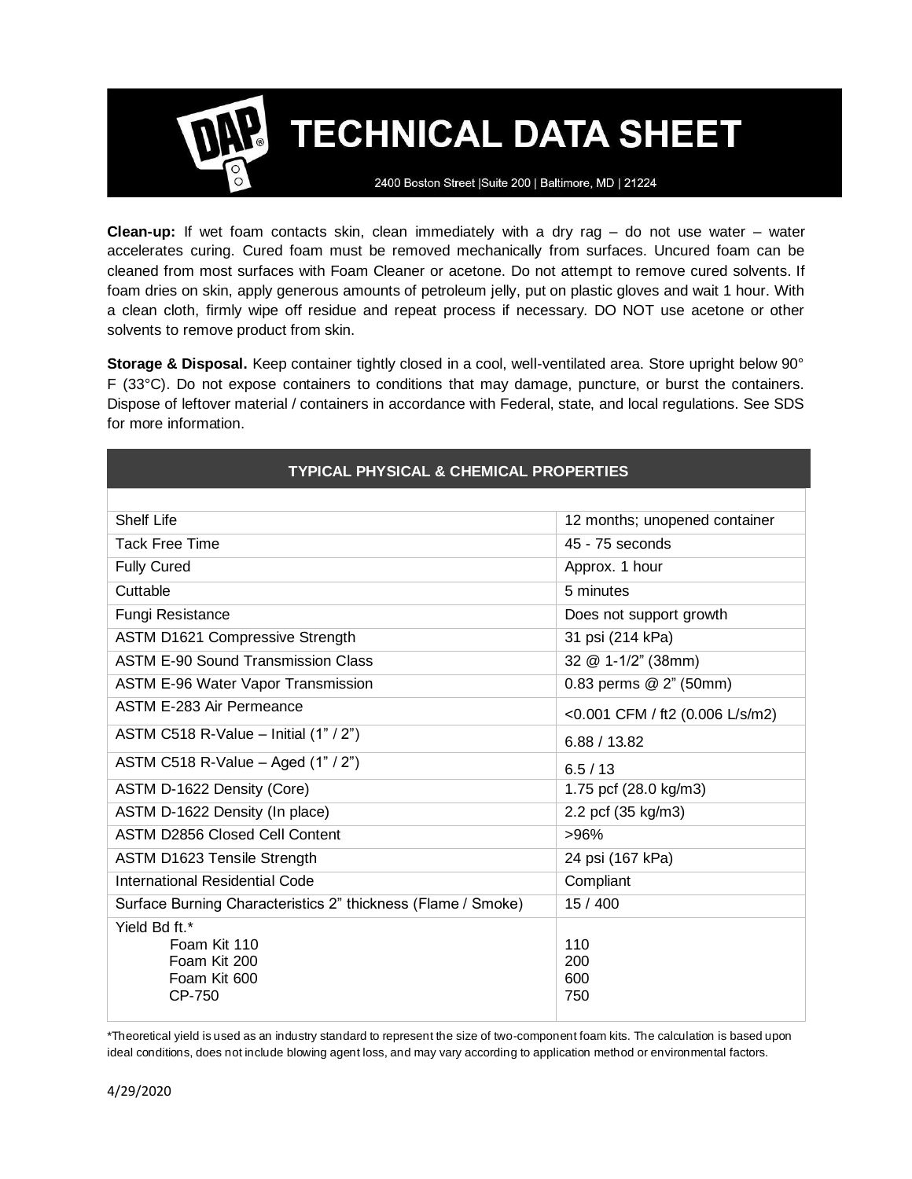**Clean-up:** If wet foam contacts skin, clean immediately with a dry rag – do not use water – water accelerates curing. Cured foam must be removed mechanically from surfaces. Uncured foam can be cleaned from most surfaces with Foam Cleaner or acetone. Do not attempt to remove cured solvents. If foam dries on skin, apply generous amounts of petroleum jelly, put on plastic gloves and wait 1 hour. With a clean cloth, firmly wipe off residue and repeat process if necessary. DO NOT use acetone or other solvents to remove product from skin.

**Storage & Disposal.** Keep container tightly closed in a cool, well-ventilated area. Store upright below 90° F (33°C). Do not expose containers to conditions that may damage, puncture, or burst the containers. Dispose of leftover material / containers in accordance with Federal, state, and local regulations. See SDS for more information.

| TYPICAL PHYSICAL & CHEMICAL PROPERTIES | |
|---|---|
| Shelf Life | 12 months; unopened container |
| Tack Free Time | 45 - 75 seconds |
| Fully Cured | Approx. 1 hour |
| Cuttable | 5 minutes |
| Fungi Resistance | Does not support growth |
| ASTM D1621 Compressive Strength | 31 psi (214 kPa) |
| ASTM E-90 Sound Transmission Class | 32 @ 1-1/2" (38mm) |
| ASTM E-96 Water Vapor Transmission | 0.83 perms @ 2" (50mm) |
| ASTM E-283 Air Permeance | <0.001 CFM / ft2 (0.006 L/s/m2) |
| ASTM C518 R-Value – Initial (1" / 2") | 6.88 / 13.82 |
| ASTM C518 R-Value – Aged (1" / 2") | 6.5 / 13 |
| ASTM D-1622 Density (Core) | 1.75 pcf (28.0 kg/m3) |
| ASTM D-1622 Density (In place) | 2.2 pcf (35 kg/m3) |
| ASTM D2856 Closed Cell Content | >96% |
| ASTM D1623 Tensile Strength | 24 psi (167 kPa) |
| International Residential Code | Compliant |
| Surface Burning Characteristics 2" thickness (Flame / Smoke) | 15 / 400 |
| Yield Bd ft.* | |
| Foam Kit 110 | 110 |
| Foam Kit 200 | 200 |
| Foam Kit 600 | 600 |
| CP-750 | 750 |

*Theoretical yield is used as an industry standard to represent the size of two-component foam kits. The calculation is based upon ideal conditions, does not include blowing agent loss, and may vary according to application method or environmental factors.

4/29/2020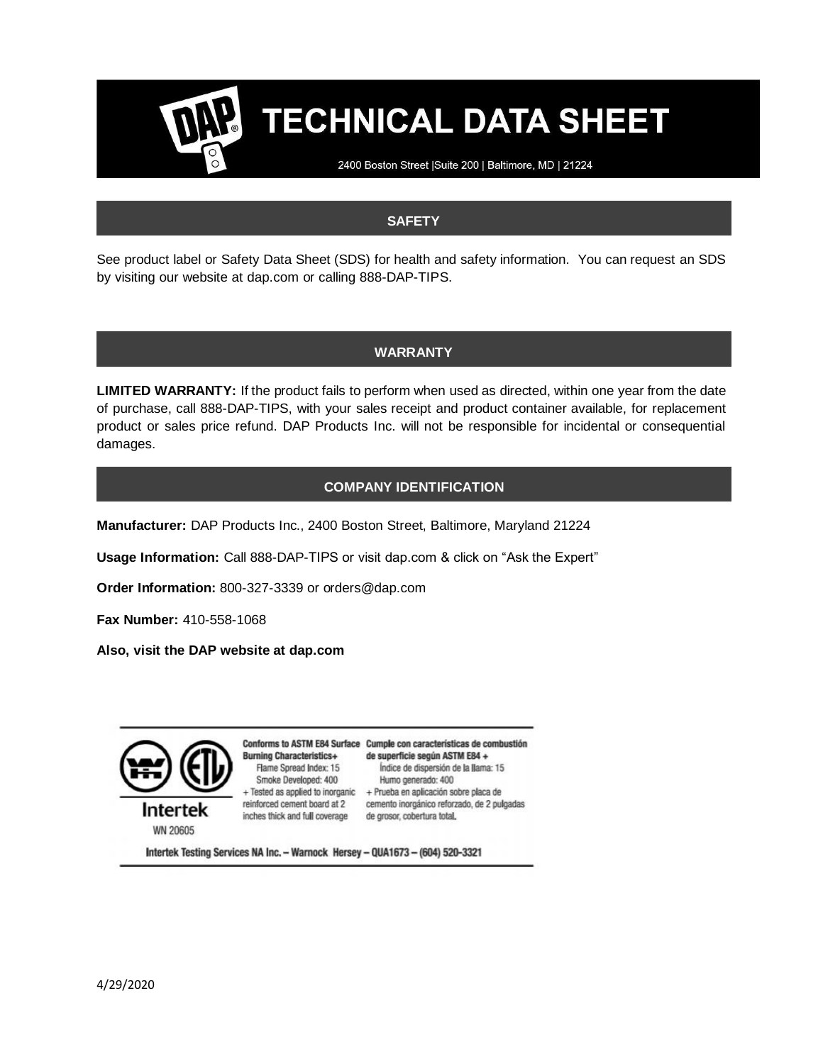# TECHNICAL DATA SHEET

2400 Boston Street |Suite 200 | Baltimore, MD | 21224

## SAFETY

See product label or Safety Data Sheet (SDS) for health and safety information. You can request an SDS by visiting our website at dap.com or calling 888-DAP-TIPS.

## WARRANTY

**LIMITED WARRANTY:** If the product fails to perform when used as directed, within one year from the date of purchase, call 888-DAP-TIPS, with your sales receipt and product container available, for replacement product or sales price refund. DAP Products Inc. will not be responsible for incidental or consequential damages.

## COMPANY IDENTIFICATION

**Manufacturer:** DAP Products Inc., 2400 Boston Street, Baltimore, Maryland 21224

**Usage Information:** Call 888-DAP-TIPS or visit dap.com & click on "Ask the Expert"

**Order Information:** 800-327-3339 or orders@dap.com

**Fax Number:** 410-558-1068

**Also, visit the DAP website at dap.com**

Intertek

WN 20605

**Conforms to ASTM E84 Surface Burning Characteristics+**
Flame Spread Index: 15
Smoke Developed: 400
+ Tested as applied to inorganic reinforced cement board at 2 inches thick and full coverage

**Cumple con características de combustión de superficie según ASTM E84 +**
Índice de dispersión de la llama: 15
Humo generado: 400
+ Prueba en aplicación sobre placa de cemento inorgánico reforzado, de 2 pulgadas de grosor, cobertura total.

Intertek Testing Services NA Inc. – Warnock Hersey – QUA1673 – (604) 520-3321

4/29/2020